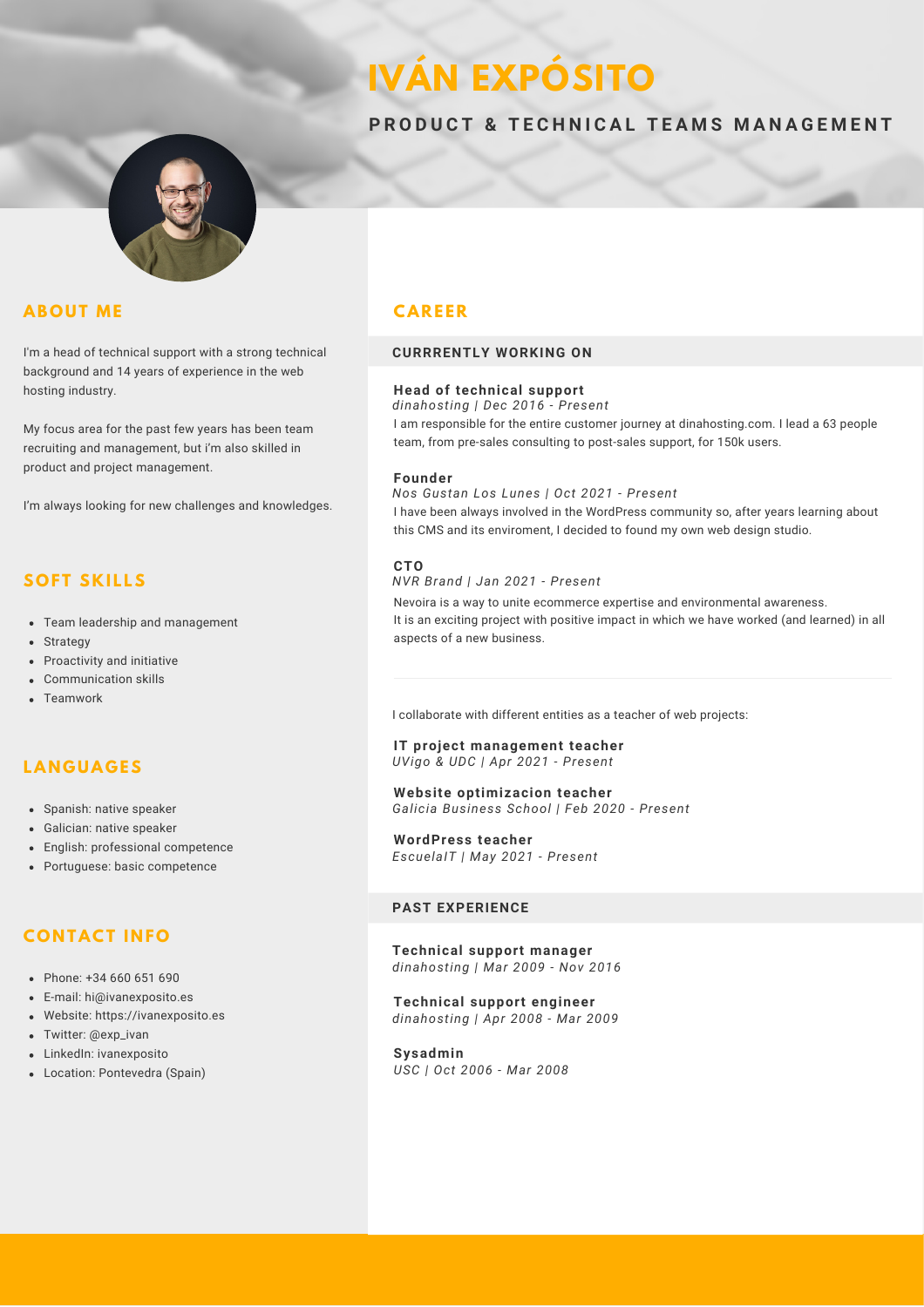# IVÁN EXPÓSITO

**PRODUCT & TECHNICAL TEAMS MANAGEMENT**

## ABOUT ME

I'm a head of technical support with a strong technical background and 14 years of experience in the web hosting industry.

My focus area for the past few years has been team recruiting and management, but i'm also skilled in product and project management.

I'm always looking for new challenges and knowledges.

## SOFT SKILLS

- Team leadership and management
- Strategy
- Proactivity and initiative
- Communication skills
- Teamwork

## LANGUAGES

- Spanish: native speaker
- Galician: native speaker
- English: professional competence
- Portuguese: basic competence

## CONTACT INFO

- Phone: +34 660 651 690
- E-mail: hi@ivanexposito.es
- Website: https://ivanexposito.es
- Twitter: @exp_ivan
- LinkedIn: ivanexposito
- Location: Pontevedra (Spain)

## CAREER

### CURRRENTLY WORKING ON

**Head of technical support**
*dinahosting | Dec 2016 - Present*
I am responsible for the entire customer journey at dinahosting.com. I lead a 63 people team, from pre-sales consulting to post-sales support, for 150k users.

**Founder**
*Nos Gustan Los Lunes | Oct 2021 - Present*
I have been always involved in the WordPress community so, after years learning about this CMS and its enviroment, I decided to found my own web design studio.

**CTO**
*NVR Brand | Jan 2021 - Present*
Nevoira is a way to unite ecommerce expertise and environmental awareness.
It is an exciting project with positive impact in which we have worked (and learned) in all aspects of a new business.

---

I collaborate with different entities as a teacher of web projects:

**IT project management teacher**
*UVigo & UDC | Apr 2021 - Present*

**Website optimizacion teacher**
*Galicia Business School | Feb 2020 - Present*

**WordPress teacher**
*EscuelaIT | May 2021 - Present*

### PAST EXPERIENCE

**Technical support manager**
*dinahosting | Mar 2009 - Nov 2016*

**Technical support engineer**
*dinahosting | Apr 2008 - Mar 2009*

**Sysadmin**
*USC | Oct 2006 - Mar 2008*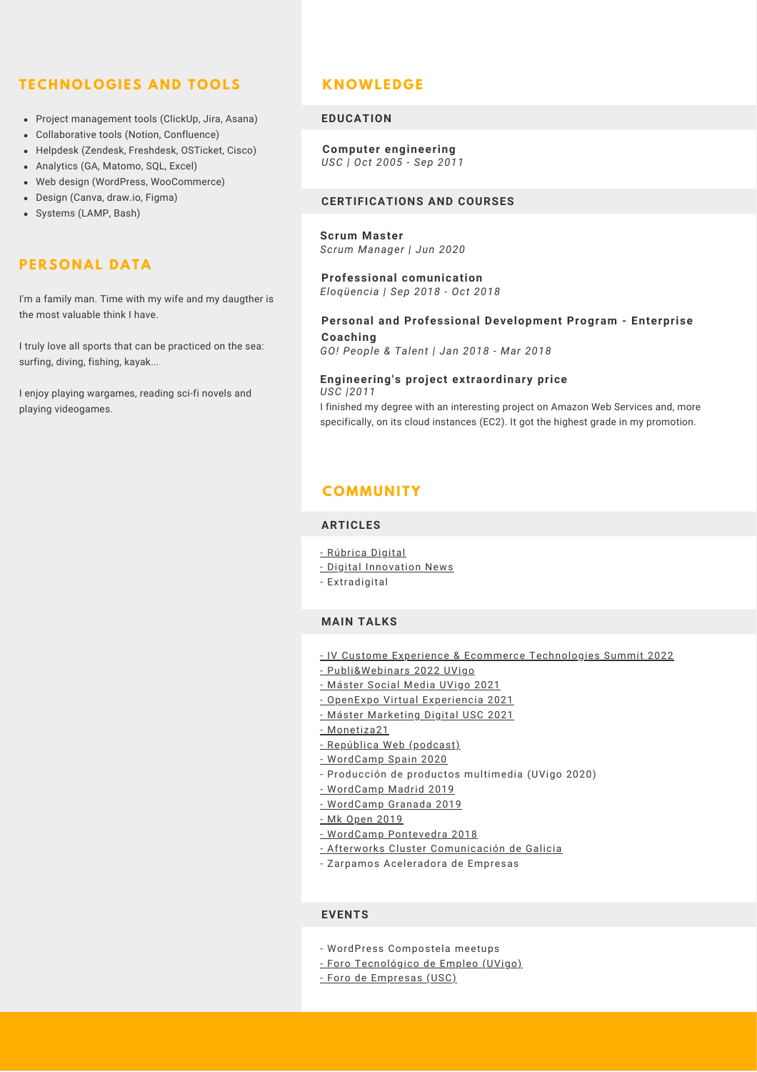## TECHNOLOGIES AND TOOLS

- Project management tools (ClickUp, Jira, Asana)
- Collaborative tools (Notion, Confluence)
- Helpdesk (Zendesk, Freshdesk, OSTicket, Cisco)
- Analytics (GA, Matomo, SQL, Excel)
- Web design (WordPress, WooCommerce)
- Design (Canva, draw.io, Figma)
- Systems (LAMP, Bash)

## PERSONAL DATA

I'm a family man. Time with my wife and my daugther is the most valuable think I have.

I truly love all sports that can be practiced on the sea: surfing, diving, fishing, kayak...

I enjoy playing wargames, reading sci-fi novels and playing videogames.

## KNOWLEDGE

### EDUCATION

**Computer engineering**
*USC | Oct 2005 - Sep 2011*

### CERTIFICATIONS AND COURSES

**Scrum Master**
*Scrum Manager | Jun 2020*

**Professional comunication**
*Eloqüencia | Sep 2018 - Oct 2018*

**Personal and Professional Development Program - Enterprise Coaching**
*GO! People & Talent | Jan 2018 - Mar 2018*

**Engineering's project extraordinary price**
*USC |2011*
I finished my degree with an interesting project on Amazon Web Services and, more specifically, on its cloud instances (EC2). It got the highest grade in my promotion.

## COMMUNITY

### ARTICLES

- Rúbrica Digital
- Digital Innovation News
- Extradigital

### MAIN TALKS

- IV Custome Experience & Ecommerce Technologies Summit 2022
- Publi&Webinars 2022 UVigo
- Máster Social Media UVigo 2021
- OpenExpo Virtual Experiencia 2021
- Máster Marketing Digital USC 2021
- Monetiza21
- República Web (podcast)
- WordCamp Spain 2020
- Producción de productos multimedia (UVigo 2020)
- WordCamp Madrid 2019
- WordCamp Granada 2019
- Mk Open 2019
- WordCamp Pontevedra 2018
- Afterworks Cluster Comunicación de Galicia
- Zarpamos Aceleradora de Empresas

### EVENTS

- WordPress Compostela meetups
- Foro Tecnológico de Empleo (UVigo)
- Foro de Empresas (USC)